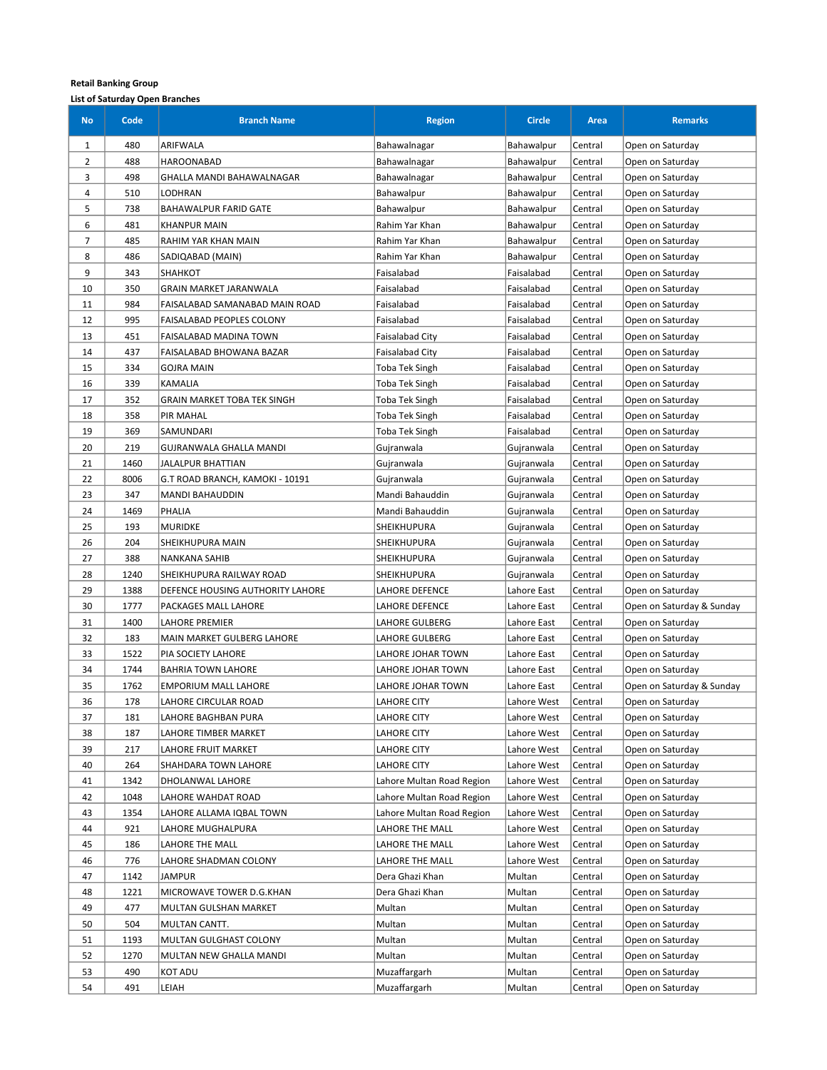**Retail Banking Group**

**List of Saturday Open Branches**

| No | Code | Branch Name | Region | Circle | Area | Remarks |
|---|---|---|---|---|---|---|
| 1 | 480 | ARIFWALA | Bahawalnagar | Bahawalpur | Central | Open on Saturday |
| 2 | 488 | HAROONABAD | Bahawalnagar | Bahawalpur | Central | Open on Saturday |
| 3 | 498 | GHALLA MANDI BAHAWALNAGAR | Bahawalnagar | Bahawalpur | Central | Open on Saturday |
| 4 | 510 | LODHRAN | Bahawalpur | Bahawalpur | Central | Open on Saturday |
| 5 | 738 | BAHAWALPUR FARID GATE | Bahawalpur | Bahawalpur | Central | Open on Saturday |
| 6 | 481 | KHANPUR MAIN | Rahim Yar Khan | Bahawalpur | Central | Open on Saturday |
| 7 | 485 | RAHIM YAR KHAN MAIN | Rahim Yar Khan | Bahawalpur | Central | Open on Saturday |
| 8 | 486 | SADIQABAD (MAIN) | Rahim Yar Khan | Bahawalpur | Central | Open on Saturday |
| 9 | 343 | SHAHKOT | Faisalabad | Faisalabad | Central | Open on Saturday |
| 10 | 350 | GRAIN MARKET JARANWALA | Faisalabad | Faisalabad | Central | Open on Saturday |
| 11 | 984 | FAISALABAD SAMANABAD MAIN ROAD | Faisalabad | Faisalabad | Central | Open on Saturday |
| 12 | 995 | FAISALABAD PEOPLES COLONY | Faisalabad | Faisalabad | Central | Open on Saturday |
| 13 | 451 | FAISALABAD MADINA TOWN | Faisalabad City | Faisalabad | Central | Open on Saturday |
| 14 | 437 | FAISALABAD BHOWANA BAZAR | Faisalabad City | Faisalabad | Central | Open on Saturday |
| 15 | 334 | GOJRA MAIN | Toba Tek Singh | Faisalabad | Central | Open on Saturday |
| 16 | 339 | KAMALIA | Toba Tek Singh | Faisalabad | Central | Open on Saturday |
| 17 | 352 | GRAIN MARKET TOBA TEK SINGH | Toba Tek Singh | Faisalabad | Central | Open on Saturday |
| 18 | 358 | PIR MAHAL | Toba Tek Singh | Faisalabad | Central | Open on Saturday |
| 19 | 369 | SAMUNDARI | Toba Tek Singh | Faisalabad | Central | Open on Saturday |
| 20 | 219 | GUJRANWALA GHALLA MANDI | Gujranwala | Gujranwala | Central | Open on Saturday |
| 21 | 1460 | JALALPUR BHATTIAN | Gujranwala | Gujranwala | Central | Open on Saturday |
| 22 | 8006 | G.T ROAD BRANCH, KAMOKI - 10191 | Gujranwala | Gujranwala | Central | Open on Saturday |
| 23 | 347 | MANDI BAHAUDDIN | Mandi Bahauddin | Gujranwala | Central | Open on Saturday |
| 24 | 1469 | PHALIA | Mandi Bahauddin | Gujranwala | Central | Open on Saturday |
| 25 | 193 | MURIDKE | SHEIKHUPURA | Gujranwala | Central | Open on Saturday |
| 26 | 204 | SHEIKHUPURA MAIN | SHEIKHUPURA | Gujranwala | Central | Open on Saturday |
| 27 | 388 | NANKANA SAHIB | SHEIKHUPURA | Gujranwala | Central | Open on Saturday |
| 28 | 1240 | SHEIKHUPURA RAILWAY ROAD | SHEIKHUPURA | Gujranwala | Central | Open on Saturday |
| 29 | 1388 | DEFENCE HOUSING AUTHORITY LAHORE | LAHORE DEFENCE | Lahore East | Central | Open on Saturday |
| 30 | 1777 | PACKAGES MALL LAHORE | LAHORE DEFENCE | Lahore East | Central | Open on Saturday & Sunday |
| 31 | 1400 | LAHORE PREMIER | LAHORE GULBERG | Lahore East | Central | Open on Saturday |
| 32 | 183 | MAIN MARKET GULBERG LAHORE | LAHORE GULBERG | Lahore East | Central | Open on Saturday |
| 33 | 1522 | PIA SOCIETY LAHORE | LAHORE JOHAR TOWN | Lahore East | Central | Open on Saturday |
| 34 | 1744 | BAHRIA TOWN LAHORE | LAHORE JOHAR TOWN | Lahore East | Central | Open on Saturday |
| 35 | 1762 | EMPORIUM MALL LAHORE | LAHORE JOHAR TOWN | Lahore East | Central | Open on Saturday & Sunday |
| 36 | 178 | LAHORE CIRCULAR ROAD | LAHORE CITY | Lahore West | Central | Open on Saturday |
| 37 | 181 | LAHORE BAGHBAN PURA | LAHORE CITY | Lahore West | Central | Open on Saturday |
| 38 | 187 | LAHORE TIMBER MARKET | LAHORE CITY | Lahore West | Central | Open on Saturday |
| 39 | 217 | LAHORE FRUIT MARKET | LAHORE CITY | Lahore West | Central | Open on Saturday |
| 40 | 264 | SHAHDARA TOWN LAHORE | LAHORE CITY | Lahore West | Central | Open on Saturday |
| 41 | 1342 | DHOLANWAL LAHORE | Lahore Multan Road Region | Lahore West | Central | Open on Saturday |
| 42 | 1048 | LAHORE WAHDAT ROAD | Lahore Multan Road Region | Lahore West | Central | Open on Saturday |
| 43 | 1354 | LAHORE ALLAMA IQBAL TOWN | Lahore Multan Road Region | Lahore West | Central | Open on Saturday |
| 44 | 921 | LAHORE MUGHALPURA | LAHORE THE MALL | Lahore West | Central | Open on Saturday |
| 45 | 186 | LAHORE THE MALL | LAHORE THE MALL | Lahore West | Central | Open on Saturday |
| 46 | 776 | LAHORE SHADMAN COLONY | LAHORE THE MALL | Lahore West | Central | Open on Saturday |
| 47 | 1142 | JAMPUR | Dera Ghazi Khan | Multan | Central | Open on Saturday |
| 48 | 1221 | MICROWAVE TOWER D.G.KHAN | Dera Ghazi Khan | Multan | Central | Open on Saturday |
| 49 | 477 | MULTAN GULSHAN MARKET | Multan | Multan | Central | Open on Saturday |
| 50 | 504 | MULTAN CANTT. | Multan | Multan | Central | Open on Saturday |
| 51 | 1193 | MULTAN GULGHAST COLONY | Multan | Multan | Central | Open on Saturday |
| 52 | 1270 | MULTAN NEW GHALLA MANDI | Multan | Multan | Central | Open on Saturday |
| 53 | 490 | KOT ADU | Muzaffargarh | Multan | Central | Open on Saturday |
| 54 | 491 | LEIAH | Muzaffargarh | Multan | Central | Open on Saturday |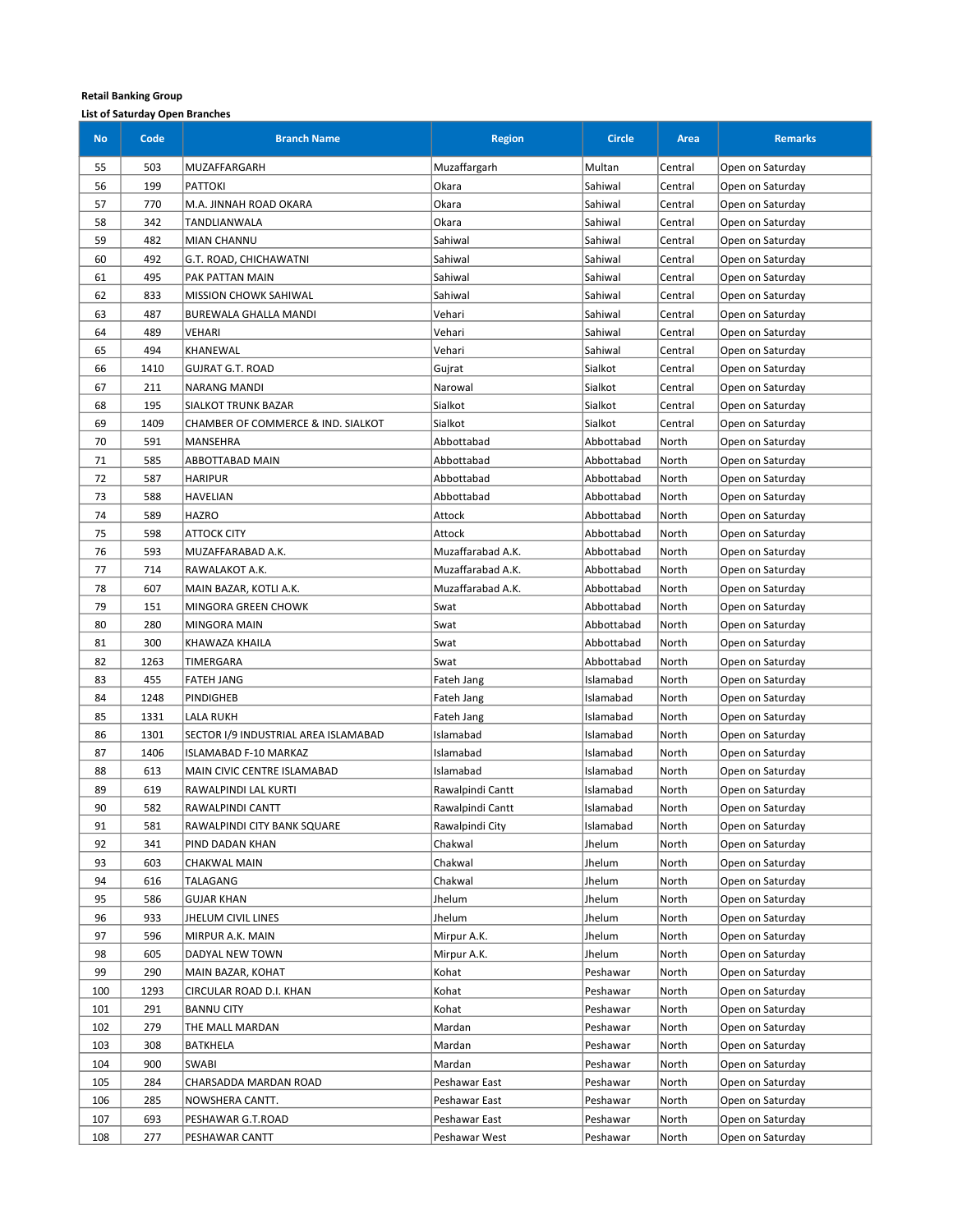**Retail Banking Group**

**List of Saturday Open Branches**

| No | Code | Branch Name | Region | Circle | Area | Remarks |
|---|---|---|---|---|---|---|
| 55 | 503 | MUZAFFARGARH | Muzaffargarh | Multan | Central | Open on Saturday |
| 56 | 199 | PATTOKI | Okara | Sahiwal | Central | Open on Saturday |
| 57 | 770 | M.A. JINNAH ROAD OKARA | Okara | Sahiwal | Central | Open on Saturday |
| 58 | 342 | TANDLIANWALA | Okara | Sahiwal | Central | Open on Saturday |
| 59 | 482 | MIAN CHANNU | Sahiwal | Sahiwal | Central | Open on Saturday |
| 60 | 492 | G.T. ROAD, CHICHAWATNI | Sahiwal | Sahiwal | Central | Open on Saturday |
| 61 | 495 | PAK PATTAN MAIN | Sahiwal | Sahiwal | Central | Open on Saturday |
| 62 | 833 | MISSION CHOWK SAHIWAL | Sahiwal | Sahiwal | Central | Open on Saturday |
| 63 | 487 | BUREWALA GHALLA MANDI | Vehari | Sahiwal | Central | Open on Saturday |
| 64 | 489 | VEHARI | Vehari | Sahiwal | Central | Open on Saturday |
| 65 | 494 | KHANEWAL | Vehari | Sahiwal | Central | Open on Saturday |
| 66 | 1410 | GUJRAT G.T. ROAD | Gujrat | Sialkot | Central | Open on Saturday |
| 67 | 211 | NARANG MANDI | Narowal | Sialkot | Central | Open on Saturday |
| 68 | 195 | SIALKOT TRUNK BAZAR | Sialkot | Sialkot | Central | Open on Saturday |
| 69 | 1409 | CHAMBER OF COMMERCE & IND. SIALKOT | Sialkot | Sialkot | Central | Open on Saturday |
| 70 | 591 | MANSEHRA | Abbottabad | Abbottabad | North | Open on Saturday |
| 71 | 585 | ABBOTTABAD MAIN | Abbottabad | Abbottabad | North | Open on Saturday |
| 72 | 587 | HARIPUR | Abbottabad | Abbottabad | North | Open on Saturday |
| 73 | 588 | HAVELIAN | Abbottabad | Abbottabad | North | Open on Saturday |
| 74 | 589 | HAZRO | Attock | Abbottabad | North | Open on Saturday |
| 75 | 598 | ATTOCK CITY | Attock | Abbottabad | North | Open on Saturday |
| 76 | 593 | MUZAFFARABAD A.K. | Muzaffarabad A.K. | Abbottabad | North | Open on Saturday |
| 77 | 714 | RAWALAKOT A.K. | Muzaffarabad A.K. | Abbottabad | North | Open on Saturday |
| 78 | 607 | MAIN BAZAR, KOTLI A.K. | Muzaffarabad A.K. | Abbottabad | North | Open on Saturday |
| 79 | 151 | MINGORA GREEN CHOWK | Swat | Abbottabad | North | Open on Saturday |
| 80 | 280 | MINGORA MAIN | Swat | Abbottabad | North | Open on Saturday |
| 81 | 300 | KHAWAZA KHAILA | Swat | Abbottabad | North | Open on Saturday |
| 82 | 1263 | TIMERGARA | Swat | Abbottabad | North | Open on Saturday |
| 83 | 455 | FATEH JANG | Fateh Jang | Islamabad | North | Open on Saturday |
| 84 | 1248 | PINDIGHEB | Fateh Jang | Islamabad | North | Open on Saturday |
| 85 | 1331 | LALA RUKH | Fateh Jang | Islamabad | North | Open on Saturday |
| 86 | 1301 | SECTOR I/9 INDUSTRIAL AREA ISLAMABAD | Islamabad | Islamabad | North | Open on Saturday |
| 87 | 1406 | ISLAMABAD F-10 MARKAZ | Islamabad | Islamabad | North | Open on Saturday |
| 88 | 613 | MAIN CIVIC CENTRE ISLAMABAD | Islamabad | Islamabad | North | Open on Saturday |
| 89 | 619 | RAWALPINDI LAL KURTI | Rawalpindi Cantt | Islamabad | North | Open on Saturday |
| 90 | 582 | RAWALPINDI CANTT | Rawalpindi Cantt | Islamabad | North | Open on Saturday |
| 91 | 581 | RAWALPINDI CITY BANK SQUARE | Rawalpindi City | Islamabad | North | Open on Saturday |
| 92 | 341 | PIND DADAN KHAN | Chakwal | Jhelum | North | Open on Saturday |
| 93 | 603 | CHAKWAL MAIN | Chakwal | Jhelum | North | Open on Saturday |
| 94 | 616 | TALAGANG | Chakwal | Jhelum | North | Open on Saturday |
| 95 | 586 | GUJAR KHAN | Jhelum | Jhelum | North | Open on Saturday |
| 96 | 933 | JHELUM CIVIL LINES | Jhelum | Jhelum | North | Open on Saturday |
| 97 | 596 | MIRPUR A.K. MAIN | Mirpur A.K. | Jhelum | North | Open on Saturday |
| 98 | 605 | DADYAL NEW TOWN | Mirpur A.K. | Jhelum | North | Open on Saturday |
| 99 | 290 | MAIN BAZAR, KOHAT | Kohat | Peshawar | North | Open on Saturday |
| 100 | 1293 | CIRCULAR ROAD D.I. KHAN | Kohat | Peshawar | North | Open on Saturday |
| 101 | 291 | BANNU CITY | Kohat | Peshawar | North | Open on Saturday |
| 102 | 279 | THE MALL MARDAN | Mardan | Peshawar | North | Open on Saturday |
| 103 | 308 | BATKHELA | Mardan | Peshawar | North | Open on Saturday |
| 104 | 900 | SWABI | Mardan | Peshawar | North | Open on Saturday |
| 105 | 284 | CHARSADDA MARDAN ROAD | Peshawar East | Peshawar | North | Open on Saturday |
| 106 | 285 | NOWSHERA CANTT. | Peshawar East | Peshawar | North | Open on Saturday |
| 107 | 693 | PESHAWAR G.T.ROAD | Peshawar East | Peshawar | North | Open on Saturday |
| 108 | 277 | PESHAWAR CANTT | Peshawar West | Peshawar | North | Open on Saturday |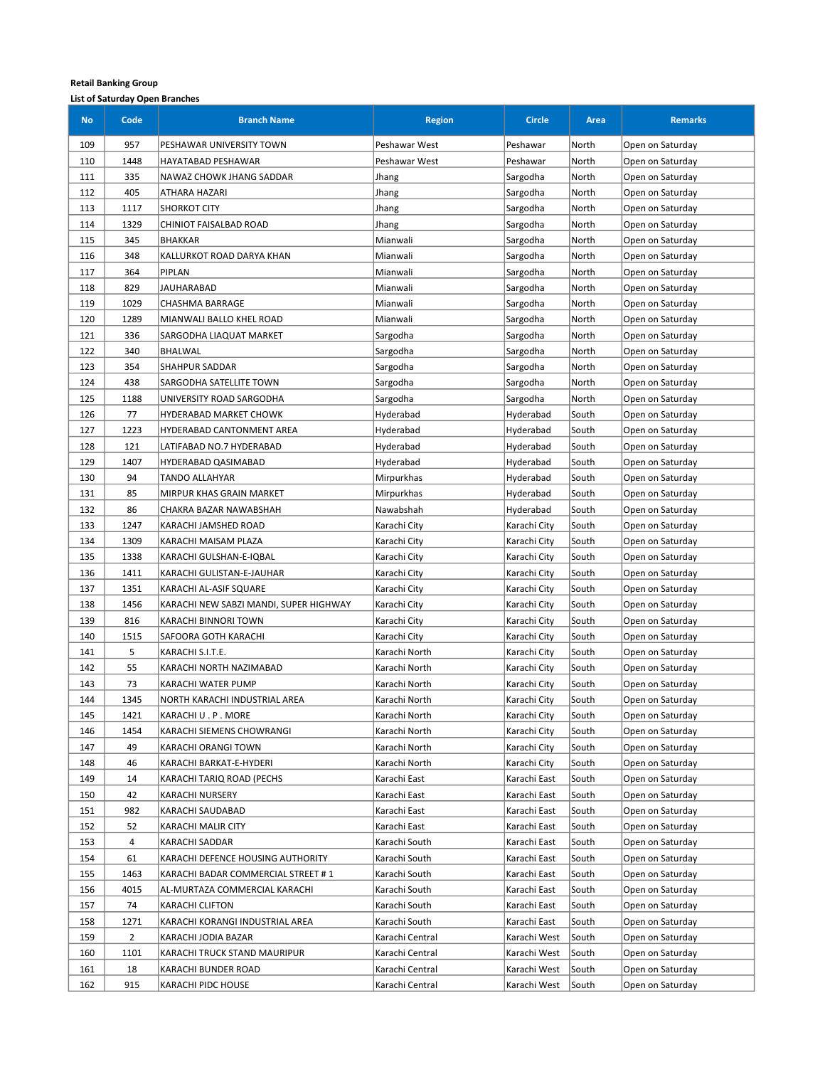**Retail Banking Group**

**List of Saturday Open Branches**

| No | Code | Branch Name | Region | Circle | Area | Remarks |
|---|---|---|---|---|---|---|
| 109 | 957 | PESHAWAR UNIVERSITY TOWN | Peshawar West | Peshawar | North | Open on Saturday |
| 110 | 1448 | HAYATABAD PESHAWAR | Peshawar West | Peshawar | North | Open on Saturday |
| 111 | 335 | NAWAZ CHOWK JHANG SADDAR | Jhang | Sargodha | North | Open on Saturday |
| 112 | 405 | ATHARA HAZARI | Jhang | Sargodha | North | Open on Saturday |
| 113 | 1117 | SHORKOT CITY | Jhang | Sargodha | North | Open on Saturday |
| 114 | 1329 | CHINIOT FAISALBAD ROAD | Jhang | Sargodha | North | Open on Saturday |
| 115 | 345 | BHAKKAR | Mianwali | Sargodha | North | Open on Saturday |
| 116 | 348 | KALLURKOT ROAD DARYA KHAN | Mianwali | Sargodha | North | Open on Saturday |
| 117 | 364 | PIPLAN | Mianwali | Sargodha | North | Open on Saturday |
| 118 | 829 | JAUHARABAD | Mianwali | Sargodha | North | Open on Saturday |
| 119 | 1029 | CHASHMA BARRAGE | Mianwali | Sargodha | North | Open on Saturday |
| 120 | 1289 | MIANWALI BALLO KHEL ROAD | Mianwali | Sargodha | North | Open on Saturday |
| 121 | 336 | SARGODHA LIAQUAT MARKET | Sargodha | Sargodha | North | Open on Saturday |
| 122 | 340 | BHALWAL | Sargodha | Sargodha | North | Open on Saturday |
| 123 | 354 | SHAHPUR SADDAR | Sargodha | Sargodha | North | Open on Saturday |
| 124 | 438 | SARGODHA SATELLITE TOWN | Sargodha | Sargodha | North | Open on Saturday |
| 125 | 1188 | UNIVERSITY ROAD SARGODHA | Sargodha | Sargodha | North | Open on Saturday |
| 126 | 77 | HYDERABAD MARKET CHOWK | Hyderabad | Hyderabad | South | Open on Saturday |
| 127 | 1223 | HYDERABAD CANTONMENT AREA | Hyderabad | Hyderabad | South | Open on Saturday |
| 128 | 121 | LATIFABAD NO.7 HYDERABAD | Hyderabad | Hyderabad | South | Open on Saturday |
| 129 | 1407 | HYDERABAD QASIMABAD | Hyderabad | Hyderabad | South | Open on Saturday |
| 130 | 94 | TANDO ALLAHYAR | Mirpurkhas | Hyderabad | South | Open on Saturday |
| 131 | 85 | MIRPUR KHAS GRAIN MARKET | Mirpurkhas | Hyderabad | South | Open on Saturday |
| 132 | 86 | CHAKRA BAZAR NAWABSHAH | Nawabshah | Hyderabad | South | Open on Saturday |
| 133 | 1247 | KARACHI JAMSHED ROAD | Karachi City | Karachi City | South | Open on Saturday |
| 134 | 1309 | KARACHI MAISAM PLAZA | Karachi City | Karachi City | South | Open on Saturday |
| 135 | 1338 | KARACHI GULSHAN-E-IQBAL | Karachi City | Karachi City | South | Open on Saturday |
| 136 | 1411 | KARACHI GULISTAN-E-JAUHAR | Karachi City | Karachi City | South | Open on Saturday |
| 137 | 1351 | KARACHI AL-ASIF SQUARE | Karachi City | Karachi City | South | Open on Saturday |
| 138 | 1456 | KARACHI NEW SABZI MANDI, SUPER HIGHWAY | Karachi City | Karachi City | South | Open on Saturday |
| 139 | 816 | KARACHI BINNORI TOWN | Karachi City | Karachi City | South | Open on Saturday |
| 140 | 1515 | SAFOORA GOTH KARACHI | Karachi City | Karachi City | South | Open on Saturday |
| 141 | 5 | KARACHI S.I.T.E. | Karachi North | Karachi City | South | Open on Saturday |
| 142 | 55 | KARACHI NORTH NAZIMABAD | Karachi North | Karachi City | South | Open on Saturday |
| 143 | 73 | KARACHI WATER PUMP | Karachi North | Karachi City | South | Open on Saturday |
| 144 | 1345 | NORTH KARACHI INDUSTRIAL AREA | Karachi North | Karachi City | South | Open on Saturday |
| 145 | 1421 | KARACHI U . P . MORE | Karachi North | Karachi City | South | Open on Saturday |
| 146 | 1454 | KARACHI SIEMENS CHOWRANGI | Karachi North | Karachi City | South | Open on Saturday |
| 147 | 49 | KARACHI ORANGI TOWN | Karachi North | Karachi City | South | Open on Saturday |
| 148 | 46 | KARACHI BARKAT-E-HYDERI | Karachi North | Karachi City | South | Open on Saturday |
| 149 | 14 | KARACHI TARIQ ROAD (PECHS | Karachi East | Karachi East | South | Open on Saturday |
| 150 | 42 | KARACHI NURSERY | Karachi East | Karachi East | South | Open on Saturday |
| 151 | 982 | KARACHI SAUDABAD | Karachi East | Karachi East | South | Open on Saturday |
| 152 | 52 | KARACHI MALIR CITY | Karachi East | Karachi East | South | Open on Saturday |
| 153 | 4 | KARACHI SADDAR | Karachi South | Karachi East | South | Open on Saturday |
| 154 | 61 | KARACHI DEFENCE HOUSING AUTHORITY | Karachi South | Karachi East | South | Open on Saturday |
| 155 | 1463 | KARACHI BADAR COMMERCIAL STREET # 1 | Karachi South | Karachi East | South | Open on Saturday |
| 156 | 4015 | AL-MURTAZA COMMERCIAL KARACHI | Karachi South | Karachi East | South | Open on Saturday |
| 157 | 74 | KARACHI CLIFTON | Karachi South | Karachi East | South | Open on Saturday |
| 158 | 1271 | KARACHI KORANGI INDUSTRIAL AREA | Karachi South | Karachi East | South | Open on Saturday |
| 159 | 2 | KARACHI JODIA BAZAR | Karachi Central | Karachi West | South | Open on Saturday |
| 160 | 1101 | KARACHI TRUCK STAND MAURIPUR | Karachi Central | Karachi West | South | Open on Saturday |
| 161 | 18 | KARACHI BUNDER ROAD | Karachi Central | Karachi West | South | Open on Saturday |
| 162 | 915 | KARACHI PIDC HOUSE | Karachi Central | Karachi West | South | Open on Saturday |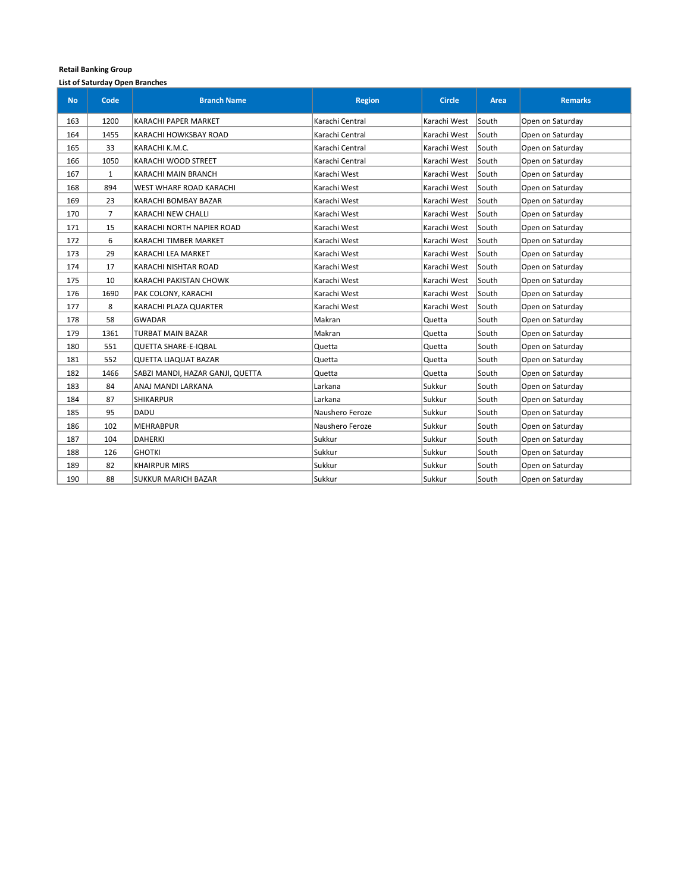**Retail Banking Group**

**List of Saturday Open Branches**

| No | Code | Branch Name | Region | Circle | Area | Remarks |
|---|---|---|---|---|---|---|
| 163 | 1200 | KARACHI PAPER MARKET | Karachi Central | Karachi West | South | Open on Saturday |
| 164 | 1455 | KARACHI HOWKSBAY ROAD | Karachi Central | Karachi West | South | Open on Saturday |
| 165 | 33 | KARACHI K.M.C. | Karachi Central | Karachi West | South | Open on Saturday |
| 166 | 1050 | KARACHI WOOD STREET | Karachi Central | Karachi West | South | Open on Saturday |
| 167 | 1 | KARACHI MAIN BRANCH | Karachi West | Karachi West | South | Open on Saturday |
| 168 | 894 | WEST WHARF ROAD KARACHI | Karachi West | Karachi West | South | Open on Saturday |
| 169 | 23 | KARACHI BOMBAY BAZAR | Karachi West | Karachi West | South | Open on Saturday |
| 170 | 7 | KARACHI NEW CHALLI | Karachi West | Karachi West | South | Open on Saturday |
| 171 | 15 | KARACHI NORTH NAPIER ROAD | Karachi West | Karachi West | South | Open on Saturday |
| 172 | 6 | KARACHI TIMBER MARKET | Karachi West | Karachi West | South | Open on Saturday |
| 173 | 29 | KARACHI LEA MARKET | Karachi West | Karachi West | South | Open on Saturday |
| 174 | 17 | KARACHI NISHTAR ROAD | Karachi West | Karachi West | South | Open on Saturday |
| 175 | 10 | KARACHI PAKISTAN CHOWK | Karachi West | Karachi West | South | Open on Saturday |
| 176 | 1690 | PAK COLONY, KARACHI | Karachi West | Karachi West | South | Open on Saturday |
| 177 | 8 | KARACHI PLAZA QUARTER | Karachi West | Karachi West | South | Open on Saturday |
| 178 | 58 | GWADAR | Makran | Quetta | South | Open on Saturday |
| 179 | 1361 | TURBAT MAIN BAZAR | Makran | Quetta | South | Open on Saturday |
| 180 | 551 | QUETTA SHARE-E-IQBAL | Quetta | Quetta | South | Open on Saturday |
| 181 | 552 | QUETTA LIAQUAT BAZAR | Quetta | Quetta | South | Open on Saturday |
| 182 | 1466 | SABZI MANDI, HAZAR GANJI, QUETTA | Quetta | Quetta | South | Open on Saturday |
| 183 | 84 | ANAJ MANDI LARKANA | Larkana | Sukkur | South | Open on Saturday |
| 184 | 87 | SHIKARPUR | Larkana | Sukkur | South | Open on Saturday |
| 185 | 95 | DADU | Naushero Feroze | Sukkur | South | Open on Saturday |
| 186 | 102 | MEHRABPUR | Naushero Feroze | Sukkur | South | Open on Saturday |
| 187 | 104 | DAHERKI | Sukkur | Sukkur | South | Open on Saturday |
| 188 | 126 | GHOTKI | Sukkur | Sukkur | South | Open on Saturday |
| 189 | 82 | KHAIRPUR MIRS | Sukkur | Sukkur | South | Open on Saturday |
| 190 | 88 | SUKKUR MARICH BAZAR | Sukkur | Sukkur | South | Open on Saturday |